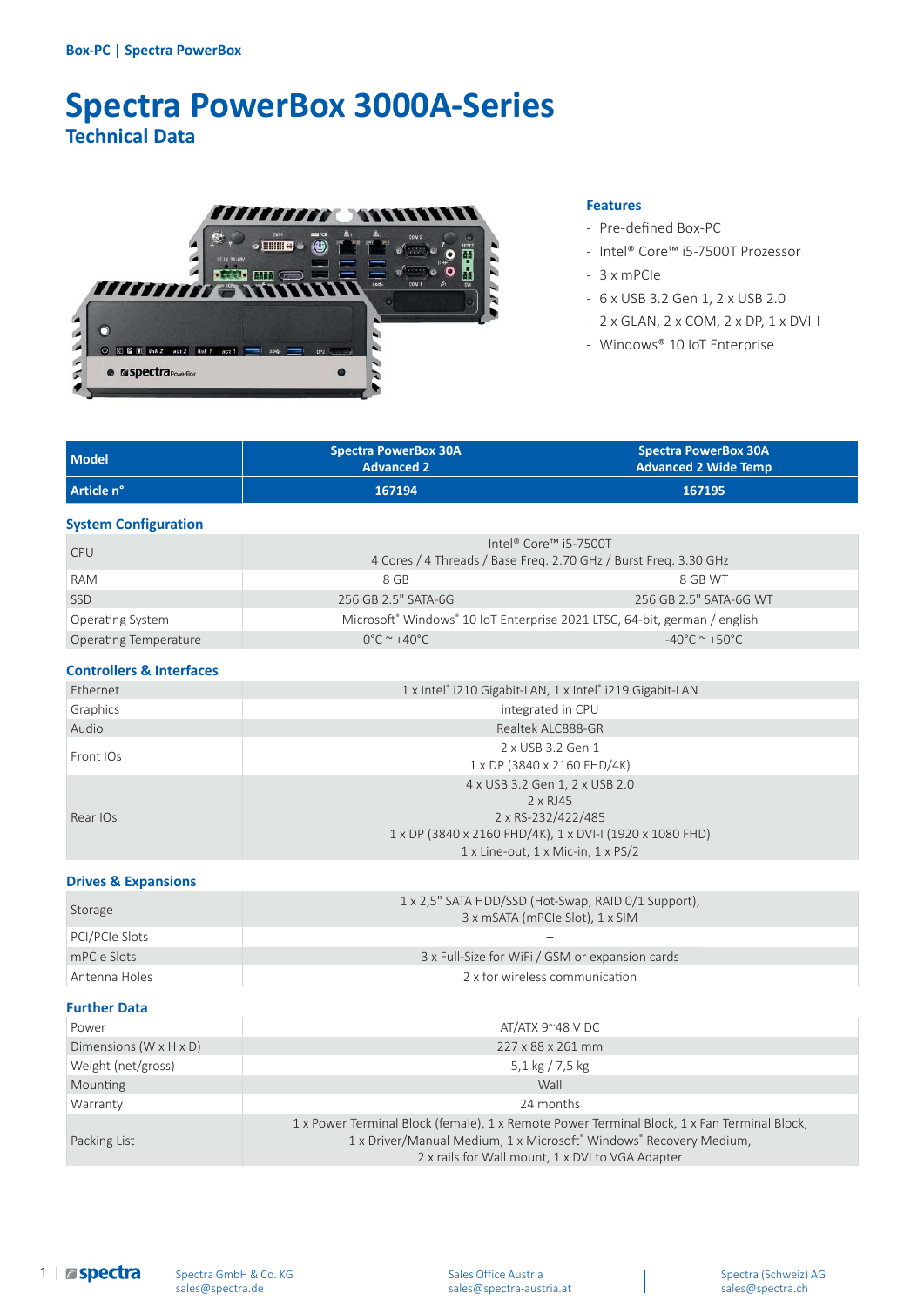Box-PC | Spectra PowerBox

# Spectra PowerBox 3000A-Series

## Technical Data

### Features

- Pre-defined Box-PC
- Intel® Core™ i5-7500T Prozessor
- 3 x mPCIe
- 6 x USB 3.2 Gen 1, 2 x USB 2.0
- 2 x GLAN, 2 x COM, 2 x DP, 1 x DVI-I
- Windows® 10 IoT Enterprise

| Model | Spectra PowerBox 30A Advanced 2 | Spectra PowerBox 30A Advanced 2 Wide Temp |
|---|---|---|
| Article n° | 167194 | 167195 |

### System Configuration

| | | |
|---|---|---|
| CPU | Intel® Core™ i5-7500T<br>4 Cores / 4 Threads / Base Freq. 2.70 GHz / Burst Freq. 3.30 GHz | |
| RAM | 8 GB | 8 GB WT |
| SSD | 256 GB 2.5" SATA-6G | 256 GB 2.5" SATA-6G WT |
| Operating System | Microsoft® Windows® 10 IoT Enterprise 2021 LTSC, 64-bit, german / english | |
| Operating Temperature | 0°C ~ +40°C | -40°C ~ +50°C |

### Controllers & Interfaces

| | |
|---|---|
| Ethernet | 1 x Intel® i210 Gigabit-LAN, 1 x Intel® i219 Gigabit-LAN |
| Graphics | integrated in CPU |
| Audio | Realtek ALC888-GR |
| Front IOs | 2 x USB 3.2 Gen 1<br>1 x DP (3840 x 2160 FHD/4K) |
| Rear IOs | 4 x USB 3.2 Gen 1, 2 x USB 2.0<br>2 x RJ45<br>2 x RS-232/422/485<br>1 x DP (3840 x 2160 FHD/4K), 1 x DVI-I (1920 x 1080 FHD)<br>1 x Line-out, 1 x Mic-in, 1 x PS/2 |

### Drives & Expansions

| | |
|---|---|
| Storage | 1 x 2,5" SATA HDD/SSD (Hot-Swap, RAID 0/1 Support),<br>3 x mSATA (mPCIe Slot), 1 x SIM |
| PCI/PCIe Slots | – |
| mPCIe Slots | 3 x Full-Size for WiFi / GSM or expansion cards |
| Antenna Holes | 2 x for wireless communication |

### Further Data

| | |
|---|---|
| Power | AT/ATX 9~48 V DC |
| Dimensions (W x H x D) | 227 x 88 x 261 mm |
| Weight (net/gross) | 5,1 kg / 7,5 kg |
| Mounting | Wall |
| Warranty | 24 months |
| Packing List | 1 x Power Terminal Block (female), 1 x Remote Power Terminal Block, 1 x Fan Terminal Block,<br>1 x Driver/Manual Medium, 1 x Microsoft® Windows® Recovery Medium,<br>2 x rails for Wall mount, 1 x DVI to VGA Adapter |

Spectra GmbH & Co. KG
sales@spectra.de

Sales Office Austria
sales@spectra-austria.at

Spectra (Schweiz) AG
sales@spectra.ch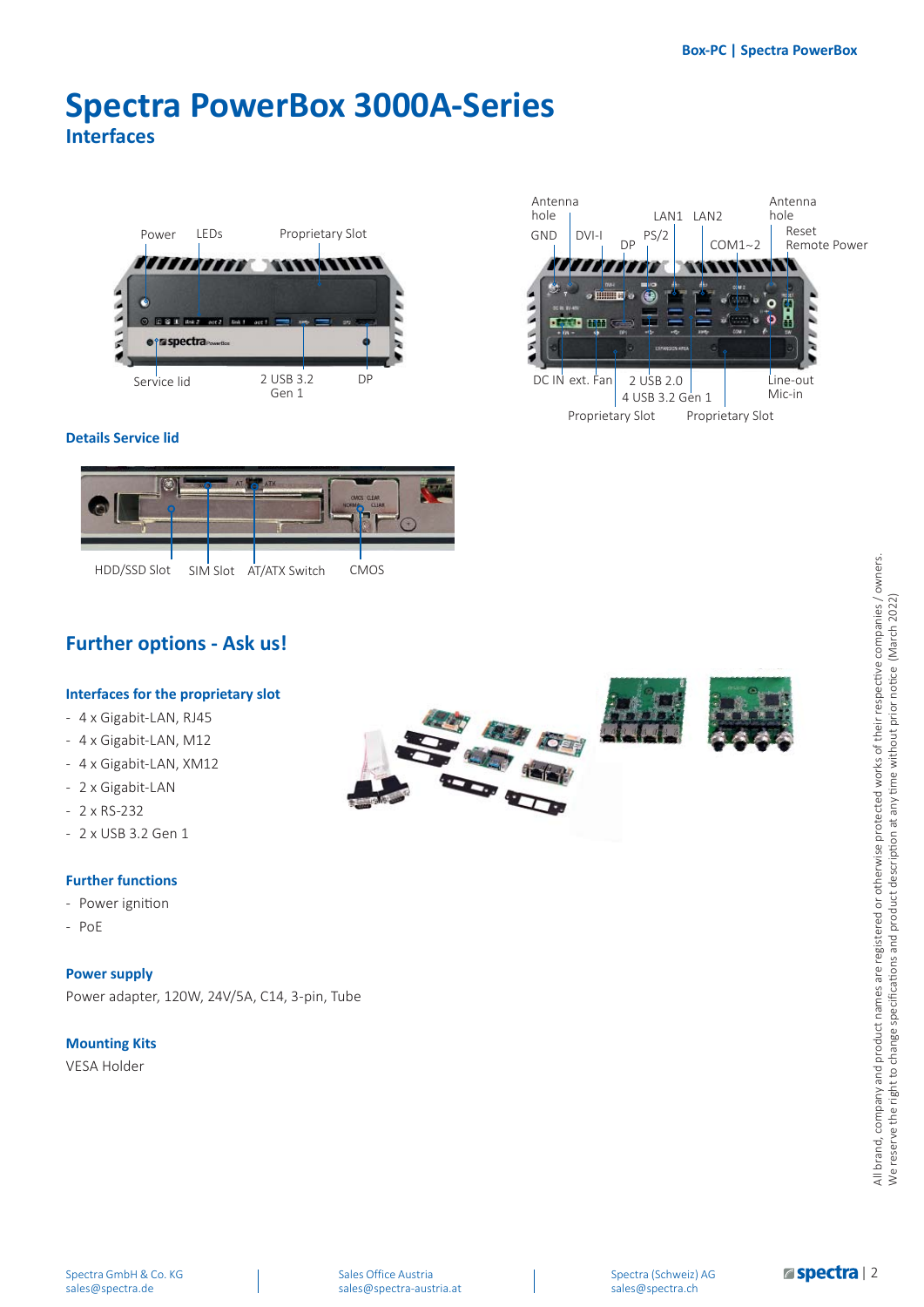# Spectra PowerBox 3000A-Series

## Interfaces

Power
LEDs
Proprietary Slot
Service lid
2 USB 3.2 Gen 1
DP

Antenna hole
GND
DVI-I
DP
PS/2
LAN1
LAN2
COM1~2
Antenna hole
Reset
Remote Power
DC IN
ext. Fan
2 USB 2.0
4 USB 3.2 Gen 1
Line-out
Mic-in
Proprietary Slot
Proprietary Slot

### Details Service lid

HDD/SSD Slot
SIM Slot
AT/ATX Switch
CMOS

## Further options - Ask us!

### Interfaces for the proprietary slot

- 4 x Gigabit-LAN, RJ45
- 4 x Gigabit-LAN, M12
- 4 x Gigabit-LAN, XM12
- 2 x Gigabit-LAN
- 2 x RS-232
- 2 x USB 3.2 Gen 1

### Further functions

- Power ignition
- PoE

### Power supply

Power adapter, 120W, 24V/5A, C14, 3-pin, Tube

### Mounting Kits

VESA Holder

All brand, company and product names are registered or otherwise protected works of their respective companies / owners. We reserve the right to change specifications and product description at any time without prior notice (March 2022)

Spectra GmbH & Co. KG
sales@spectra.de

Sales Office Austria
sales@spectra-austria.at

Spectra (Schweiz) AG
sales@spectra.ch